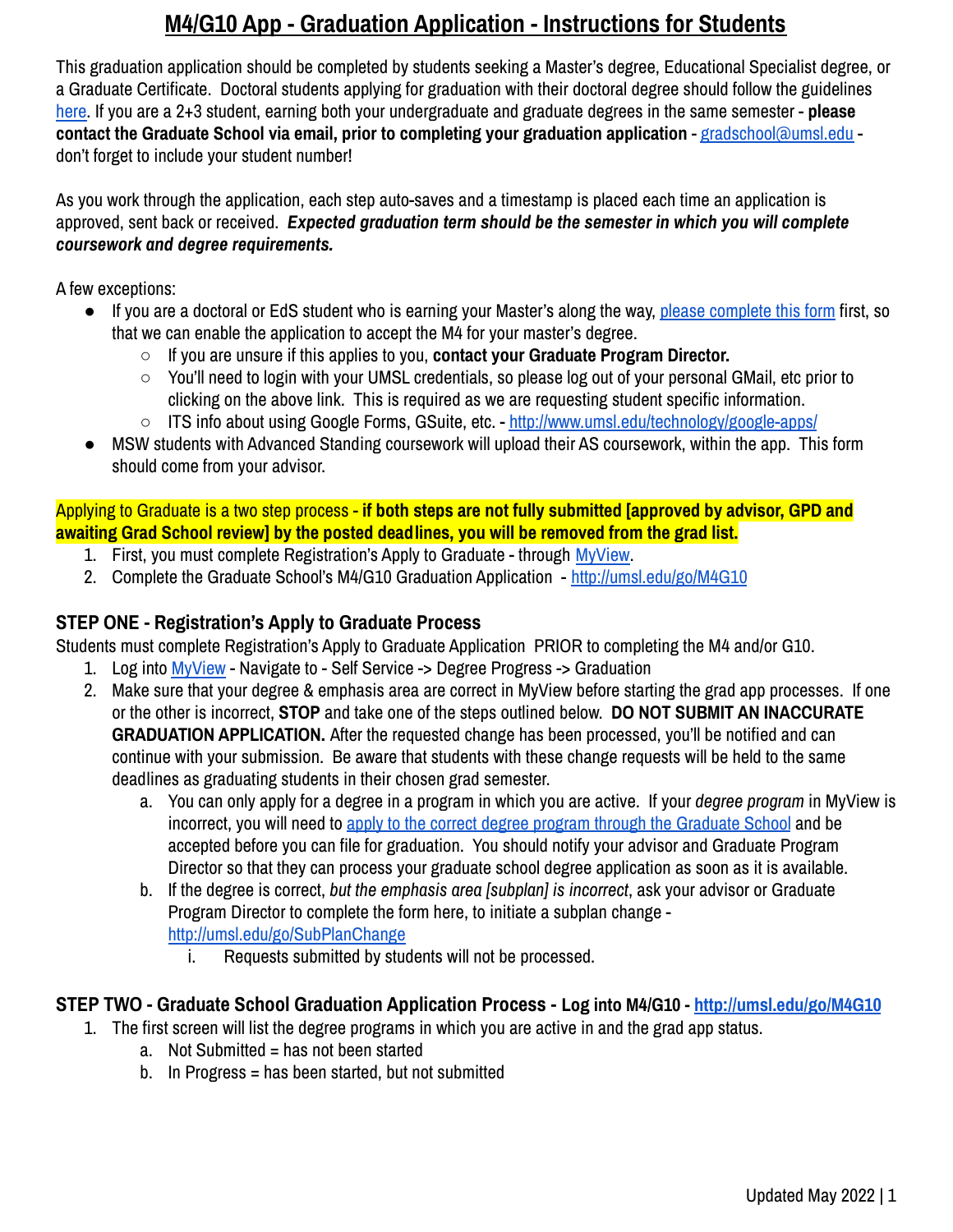# M4/G10 App - Graduation Application - Instructions for Students

This graduation application should be completed by students seeking a Master's degree, Educational Specialist degree, or a Graduate Certificate. Doctoral students applying for graduation with their doctoral degree should follow the guidelines here. If you are a 2+3 student, earning both your undergraduate and graduate degrees in the same semester - **please contact the Graduate School via email, prior to completing your graduation application** - gradschool@umsl.edu - don't forget to include your student number!

As you work through the application, each step auto-saves and a timestamp is placed each time an application is approved, sent back or received. ***Expected graduation term should be the semester in which you will complete coursework and degree requirements.***

A few exceptions:

- If you are a doctoral or EdS student who is earning your Master's along the way, please complete this form first, so that we can enable the application to accept the M4 for your master's degree.
  - If you are unsure if this applies to you, **contact your Graduate Program Director.**
  - You'll need to login with your UMSL credentials, so please log out of your personal GMail, etc prior to clicking on the above link. This is required as we are requesting student specific information.
  - ITS info about using Google Forms, GSuite, etc. - http://www.umsl.edu/technology/google-apps/
- MSW students with Advanced Standing coursework will upload their AS coursework, within the app. This form should come from your advisor.

Applying to Graduate is a two step process - **if both steps are not fully submitted [approved by advisor, GPD and awaiting Grad School review] by the posted deadlines, you will be removed from the grad list.**

1. First, you must complete Registration's Apply to Graduate - through MyView.
2. Complete the Graduate School's M4/G10 Graduation Application - http://umsl.edu/go/M4G10

## STEP ONE - Registration's Apply to Graduate Process

Students must complete Registration's Apply to Graduate Application PRIOR to completing the M4 and/or G10.

1. Log into MyView - Navigate to - Self Service -> Degree Progress -> Graduation
2. Make sure that your degree & emphasis area are correct in MyView before starting the grad app processes. If one or the other is incorrect, **STOP** and take one of the steps outlined below. **DO NOT SUBMIT AN INACCURATE GRADUATION APPLICATION.** After the requested change has been processed, you'll be notified and can continue with your submission. Be aware that students with these change requests will be held to the same deadlines as graduating students in their chosen grad semester.
   a. You can only apply for a degree in a program in which you are active. If your *degree program* in MyView is incorrect, you will need to apply to the correct degree program through the Graduate School and be accepted before you can file for graduation. You should notify your advisor and Graduate Program Director so that they can process your graduate school degree application as soon as it is available.
   b. If the degree is correct, *but the emphasis area [subplan] is incorrect*, ask your advisor or Graduate Program Director to complete the form here, to initiate a subplan change - http://umsl.edu/go/SubPlanChange
      i. Requests submitted by students will not be processed.

## STEP TWO - Graduate School Graduation Application Process - Log into M4/G10 - http://umsl.edu/go/M4G10

1. The first screen will list the degree programs in which you are active in and the grad app status.
   a. Not Submitted = has not been started
   b. In Progress = has been started, but not submitted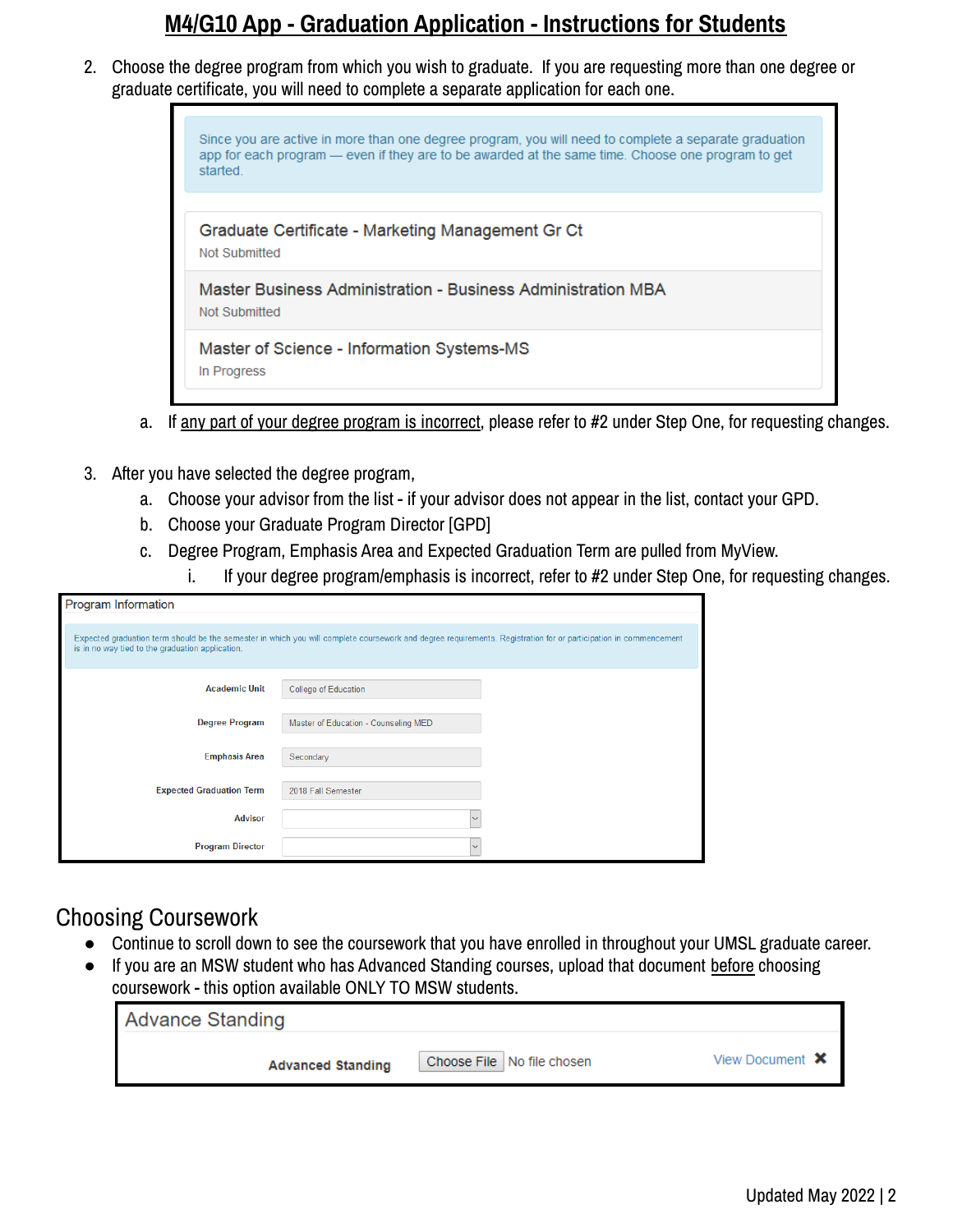# M4/G10 App - Graduation Application - Instructions for Students

2. Choose the degree program from which you wish to graduate. If you are requesting more than one degree or graduate certificate, you will need to complete a separate application for each one.

> Since you are active in more than one degree program, you will need to complete a separate graduation app for each program — even if they are to be awarded at the same time. Choose one program to get started.
>
> **Graduate Certificate - Marketing Management Gr Ct**
> Not Submitted
>
> **Master Business Administration - Business Administration MBA**
> Not Submitted
>
> **Master of Science - Information Systems-MS**
> In Progress

   a. If any part of your degree program is incorrect, please refer to #2 under Step One, for requesting changes.

3. After you have selected the degree program,
   a. Choose your advisor from the list - if your advisor does not appear in the list, contact your GPD.
   b. Choose your Graduate Program Director [GPD]
   c. Degree Program, Emphasis Area and Expected Graduation Term are pulled from MyView.
      i. If your degree program/emphasis is incorrect, refer to #2 under Step One, for requesting changes.

> **Program Information**
>
> Expected graduation term should be the semester in which you will complete coursework and degree requirements. Registration for or participation in commencement is in no way tied to the graduation application.

| Field | Value |
|---|---|
| Academic Unit | College of Education |
| Degree Program | Master of Education - Counseling MED |
| Emphasis Area | Secondary |
| Expected Graduation Term | 2018 Fall Semester |
| Advisor | |
| Program Director | |

## Choosing Coursework

- Continue to scroll down to see the coursework that you have enrolled in throughout your UMSL graduate career.
- If you are an MSW student who has Advanced Standing courses, upload that document before choosing coursework - this option available ONLY TO MSW students.

> **Advance Standing**
>
> Advanced Standing | Choose File | No file chosen | View Document ✖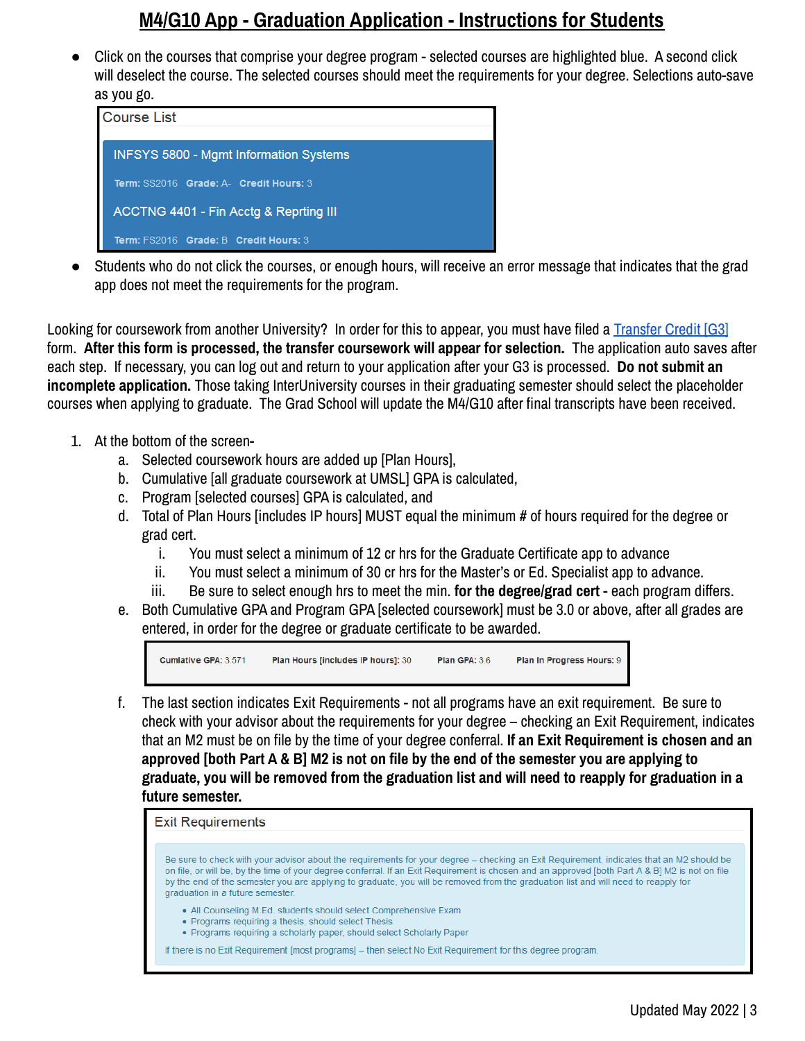# M4/G10 App - Graduation Application - Instructions for Students

- Click on the courses that comprise your degree program - selected courses are highlighted blue. A second click will deselect the course. The selected courses should meet the requirements for your degree. Selections auto-save as you go.

Course List

INFSYS 5800 - Mgmt Information Systems
Term: SS2016 Grade: A- Credit Hours: 3

ACCTNG 4401 - Fin Acctg & Reprting III
Term: FS2016 Grade: B Credit Hours: 3

- Students who do not click the courses, or enough hours, will receive an error message that indicates that the grad app does not meet the requirements for the program.

Looking for coursework from another University? In order for this to appear, you must have filed a Transfer Credit [G3] form. **After this form is processed, the transfer coursework will appear for selection.** The application auto saves after each step. If necessary, you can log out and return to your application after your G3 is processed. **Do not submit an incomplete application.** Those taking InterUniversity courses in their graduating semester should select the placeholder courses when applying to graduate. The Grad School will update the M4/G10 after final transcripts have been received.

1. At the bottom of the screen-
   a. Selected coursework hours are added up [Plan Hours],
   b. Cumulative [all graduate coursework at UMSL] GPA is calculated,
   c. Program [selected courses] GPA is calculated, and
   d. Total of Plan Hours [includes IP hours] MUST equal the minimum # of hours required for the degree or grad cert.
      i. You must select a minimum of 12 cr hrs for the Graduate Certificate app to advance
      ii. You must select a minimum of 30 cr hrs for the Master's or Ed. Specialist app to advance.
      iii. Be sure to select enough hrs to meet the min. **for the degree/grad cert** - each program differs.
   e. Both Cumulative GPA and Program GPA [selected coursework] must be 3.0 or above, after all grades are entered, in order for the degree or graduate certificate to be awarded.

      Cumlative GPA: 3.571 Plan Hours [includes IP hours]: 30 Plan GPA: 3.6 Plan In Progress Hours: 9

   f. The last section indicates Exit Requirements - not all programs have an exit requirement. Be sure to check with your advisor about the requirements for your degree – checking an Exit Requirement, indicates that an M2 must be on file by the time of your degree conferral. **If an Exit Requirement is chosen and an approved [both Part A & B] M2 is not on file by the end of the semester you are applying to graduate, you will be removed from the graduation list and will need to reapply for graduation in a future semester.**

      Exit Requirements

      Be sure to check with your advisor about the requirements for your degree – checking an Exit Requirement, indicates that an M2 should be on file, or will be, by the time of your degree conferral. If an Exit Requirement is chosen and an approved [both Part A & B] M2 is not on file by the end of the semester you are applying to graduate, you will be removed from the graduation list and will need to reapply for graduation in a future semester.

      - All Counseling M.Ed. students should select Comprehensive Exam
      - Programs requiring a thesis, should select Thesis
      - Programs requiring a scholarly paper, should select Scholarly Paper

      If there is no Exit Requirement [most programs] – then select No Exit Requirement for this degree program.

Updated May 2022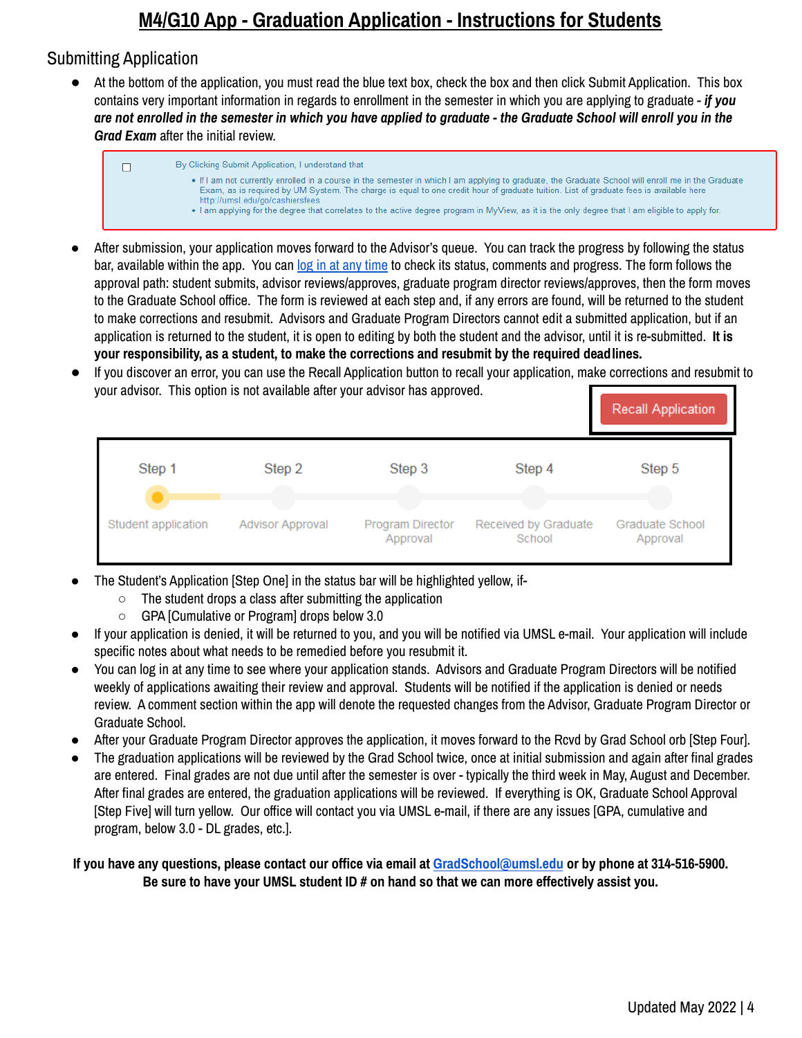# M4/G10 App - Graduation Application - Instructions for Students

## Submitting Application

- At the bottom of the application, you must read the blue text box, check the box and then click Submit Application. This box contains very important information in regards to enrollment in the semester in which you are applying to graduate - ***if you are not enrolled in the semester in which you have applied to graduate - the Graduate School will enroll you in the Grad Exam*** after the initial review.

> ☐ By Clicking Submit Application, I understand that
> - If I am not currently enrolled in a course in the semester in which I am applying to graduate, the Graduate School will enroll me in the Graduate Exam, as is required by UM System. The charge is equal to one credit hour of graduate tuition. List of graduate fees is available here http://umsl.edu/go/cashiersfees
> - I am applying for the degree that correlates to the active degree program in MyView, as it is the only degree that I am eligible to apply for.

- After submission, your application moves forward to the Advisor's queue. You can track the progress by following the status bar, available within the app. You can log in at any time to check its status, comments and progress. The form follows the approval path: student submits, advisor reviews/approves, graduate program director reviews/approves, then the form moves to the Graduate School office. The form is reviewed at each step and, if any errors are found, will be returned to the student to make corrections and resubmit. Advisors and Graduate Program Directors cannot edit a submitted application, but if an application is returned to the student, it is open to editing by both the student and the advisor, until it is re-submitted. **It is your responsibility, as a student, to make the corrections and resubmit by the required deadlines.**
- If you discover an error, you can use the Recall Application button to recall your application, make corrections and resubmit to your advisor. This option is not available after your advisor has approved.

Recall Application

Step 1 — Student application
Step 2 — Advisor Approval
Step 3 — Program Director Approval
Step 4 — Received by Graduate School
Step 5 — Graduate School Approval

- The Student's Application [Step One] in the status bar will be highlighted yellow, if-
  - The student drops a class after submitting the application
  - GPA [Cumulative or Program] drops below 3.0
- If your application is denied, it will be returned to you, and you will be notified via UMSL e-mail. Your application will include specific notes about what needs to be remedied before you resubmit it.
- You can log in at any time to see where your application stands. Advisors and Graduate Program Directors will be notified weekly of applications awaiting their review and approval. Students will be notified if the application is denied or needs review. A comment section within the app will denote the requested changes from the Advisor, Graduate Program Director or Graduate School.
- After your Graduate Program Director approves the application, it moves forward to the Rcvd by Grad School orb [Step Four].
- The graduation applications will be reviewed by the Grad School twice, once at initial submission and again after final grades are entered. Final grades are not due until after the semester is over - typically the third week in May, August and December. After final grades are entered, the graduation applications will be reviewed. If everything is OK, Graduate School Approval [Step Five] will turn yellow. Our office will contact you via UMSL e-mail, if there are any issues [GPA, cumulative and program, below 3.0 - DL grades, etc.].

**If you have any questions, please contact our office via email at GradSchool@umsl.edu or by phone at 314-516-5900. Be sure to have your UMSL student ID # on hand so that we can more effectively assist you.**

Updated May 2022